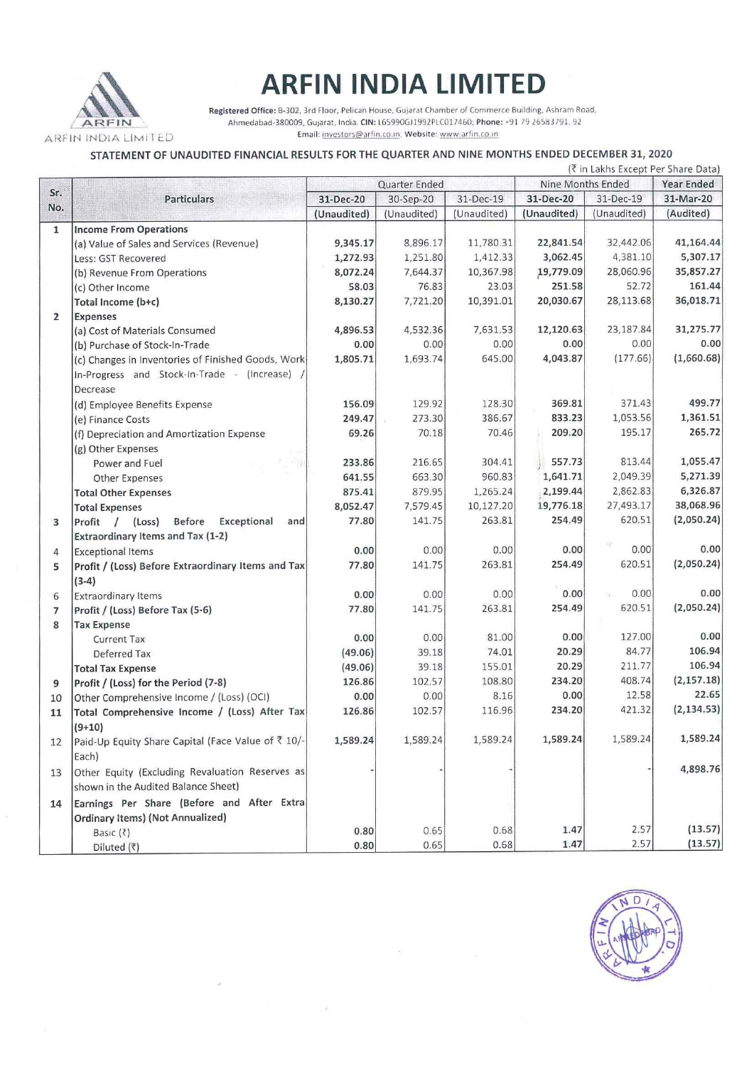# ARFIN INDIA LIMITED

**Registered Office:** B-302, 3rd Floor, Pelican House, Gujarat Chamber of Commerce Building, Ashram Road, Ahmedabad-380009, Gujarat, India. **CIN:** L65990GJ1992PLC017460; **Phone:** +91 79 26583791, 92
Email: investors@arfin.co.in; Website: www.arfin.co.in

## STATEMENT OF UNAUDITED FINANCIAL RESULTS FOR THE QUARTER AND NINE MONTHS ENDED DECEMBER 31, 2020

(₹ in Lakhs Except Per Share Data)

| Sr. No. | Particulars | Quarter Ended | | | Nine Months Ended | | Year Ended |
|---|---|---|---|---|---|---|---|
| | | **31-Dec-20** | 30-Sep-20 | 31-Dec-19 | **31-Dec-20** | 31-Dec-19 | **31-Mar-20** |
| | | **(Unaudited)** | (Unaudited) | (Unaudited) | **(Unaudited)** | (Unaudited) | **(Audited)** |
| 1 | **Income From Operations** | | | | | | |
| | (a) Value of Sales and Services (Revenue) | **9,345.17** | 8,896.17 | 11,780.31 | **22,841.54** | 32,442.06 | **41,164.44** |
| | Less: GST Recovered | **1,272.93** | 1,251.80 | 1,412.33 | **3,062.45** | 4,381.10 | **5,307.17** |
| | (b) Revenue From Operations | **8,072.24** | 7,644.37 | 10,367.98 | **19,779.09** | 28,060.96 | **35,857.27** |
| | (c) Other Income | **58.03** | 76.83 | 23.03 | **251.58** | 52.72 | **161.44** |
| | **Total Income (b+c)** | **8,130.27** | 7,721.20 | 10,391.01 | **20,030.67** | 28,113.68 | **36,018.71** |
| 2 | **Expenses** | | | | | | |
| | (a) Cost of Materials Consumed | **4,896.53** | 4,532.36 | 7,631.53 | **12,120.63** | 23,187.84 | **31,275.77** |
| | (b) Purchase of Stock-In-Trade | **0.00** | 0.00 | 0.00 | **0.00** | 0.00 | **0.00** |
| | (c) Changes in Inventories of Finished Goods, Work-In-Progress and Stock-In-Trade - (Increase) / Decrease | **1,805.71** | 1,693.74 | 645.00 | **4,043.87** | (177.66) | **(1,660.68)** |
| | (d) Employee Benefits Expense | **156.09** | 129.92 | 128.30 | **369.81** | 371.43 | **499.77** |
| | (e) Finance Costs | **249.47** | 273.30 | 386.67 | **833.23** | 1,053.56 | **1,361.51** |
| | (f) Depreciation and Amortization Expense | **69.26** | 70.18 | 70.46 | **209.20** | 195.17 | **265.72** |
| | (g) Other Expenses | | | | | | |
| | Power and Fuel | **233.86** | 216.65 | 304.41 | **557.73** | 813.44 | **1,055.47** |
| | Other Expenses | **641.55** | 663.30 | 960.83 | **1,641.71** | 2,049.39 | **5,271.39** |
| | **Total Other Expenses** | **875.41** | 879.95 | 1,265.24 | **2,199.44** | 2,862.83 | **6,326.87** |
| | **Total Expenses** | **8,052.47** | 7,579.45 | 10,127.20 | **19,776.18** | 27,493.17 | **38,068.96** |
| 3 | **Profit / (Loss) Before Exceptional and Extraordinary Items and Tax (1-2)** | **77.80** | 141.75 | 263.81 | **254.49** | 620.51 | **(2,050.24)** |
| 4 | Exceptional Items | **0.00** | 0.00 | 0.00 | **0.00** | 0.00 | **0.00** |
| 5 | **Profit / (Loss) Before Extraordinary Items and Tax (3-4)** | **77.80** | 141.75 | 263.81 | **254.49** | 620.51 | **(2,050.24)** |
| 6 | Extraordinary Items | **0.00** | 0.00 | 0.00 | **0.00** | 0.00 | **0.00** |
| 7 | **Profit / (Loss) Before Tax (5-6)** | **77.80** | 141.75 | 263.81 | **254.49** | 620.51 | **(2,050.24)** |
| 8 | **Tax Expense** | | | | | | |
| | Current Tax | **0.00** | 0.00 | 81.00 | **0.00** | 127.00 | **0.00** |
| | Deferred Tax | **(49.06)** | 39.18 | 74.01 | **20.29** | 84.77 | **106.94** |
| | **Total Tax Expense** | **(49.06)** | 39.18 | 155.01 | **20.29** | 211.77 | **106.94** |
| 9 | **Profit / (Loss) for the Period (7-8)** | **126.86** | 102.57 | 108.80 | **234.20** | 408.74 | **(2,157.18)** |
| 10 | Other Comprehensive Income / (Loss) (OCI) | **0.00** | 0.00 | 8.16 | **0.00** | 12.58 | **22.65** |
| 11 | **Total Comprehensive Income / (Loss) After Tax (9+10)** | **126.86** | 102.57 | 116.96 | **234.20** | 421.32 | **(2,134.53)** |
| 12 | Paid-Up Equity Share Capital (Face Value of ₹ 10/- Each) | **1,589.24** | 1,589.24 | 1,589.24 | **1,589.24** | 1,589.24 | **1,589.24** |
| 13 | Other Equity (Excluding Revaluation Reserves as shown in the Audited Balance Sheet) | - | - | - | - | - | **4,898.76** |
| 14 | **Earnings Per Share (Before and After Extra Ordinary Items) (Not Annualized)** | | | | | | |
| | Basic (₹) | **0.80** | 0.65 | 0.68 | **1.47** | 2.57 | **(13.57)** |
| | Diluted (₹) | **0.80** | 0.65 | 0.68 | **1.47** | 2.57 | **(13.57)** |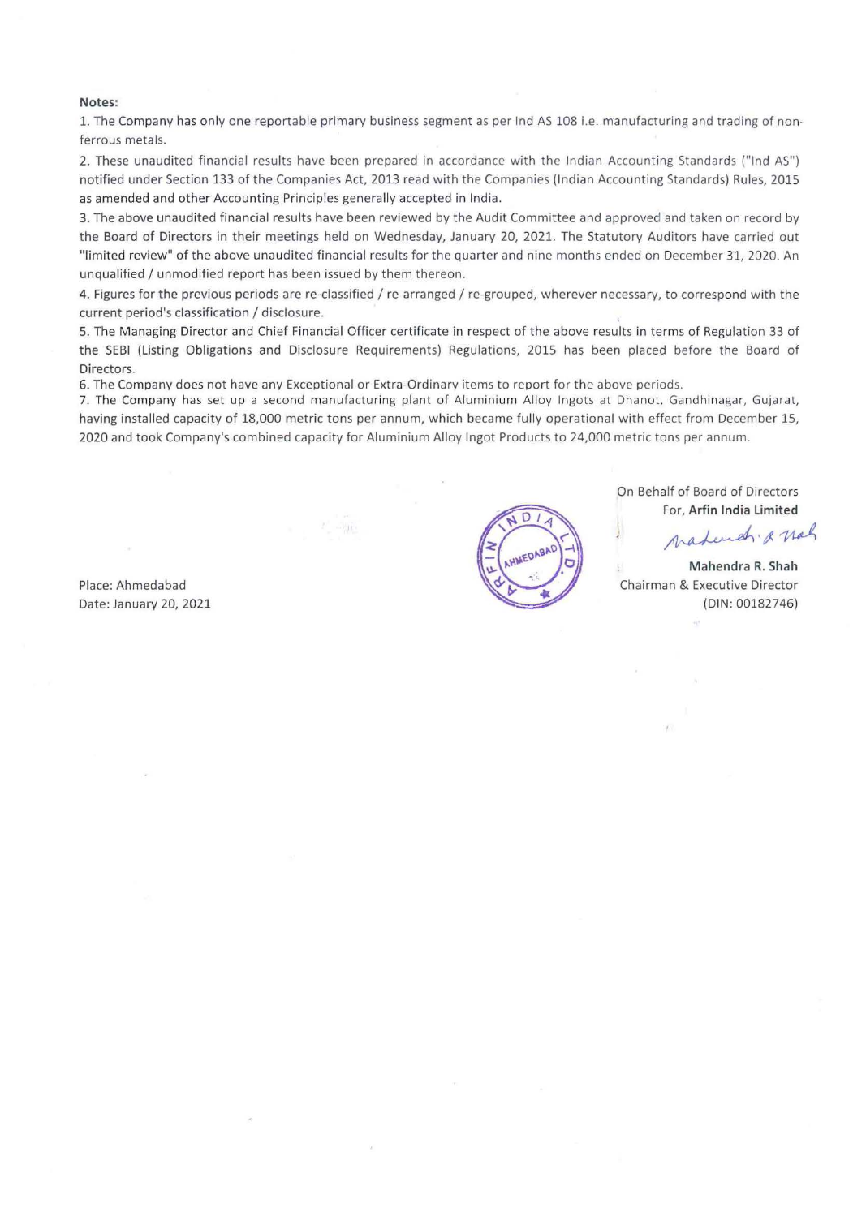**Notes:**

1. The Company has only one reportable primary business segment as per Ind AS 108 i.e. manufacturing and trading of non-ferrous metals.
2. These unaudited financial results have been prepared in accordance with the Indian Accounting Standards ("Ind AS") notified under Section 133 of the Companies Act, 2013 read with the Companies (Indian Accounting Standards) Rules, 2015 as amended and other Accounting Principles generally accepted in India.
3. The above unaudited financial results have been reviewed by the Audit Committee and approved and taken on record by the Board of Directors in their meetings held on Wednesday, January 20, 2021. The Statutory Auditors have carried out "limited review" of the above unaudited financial results for the quarter and nine months ended on December 31, 2020. An unqualified / unmodified report has been issued by them thereon.
4. Figures for the previous periods are re-classified / re-arranged / re-grouped, wherever necessary, to correspond with the current period's classification / disclosure.
5. The Managing Director and Chief Financial Officer certificate in respect of the above results in terms of Regulation 33 of the SEBI (Listing Obligations and Disclosure Requirements) Regulations, 2015 has been placed before the Board of Directors.
6. The Company does not have any Exceptional or Extra-Ordinary items to report for the above periods.
7. The Company has set up a second manufacturing plant of Aluminium Alloy Ingots at Dhanot, Gandhinagar, Gujarat, having installed capacity of 18,000 metric tons per annum, which became fully operational with effect from December 15, 2020 and took Company's combined capacity for Aluminium Alloy Ingot Products to 24,000 metric tons per annum.

On Behalf of Board of Directors
For, **Arfin India Limited**

**Mahendra R. Shah**
Chairman & Executive Director
(DIN: 00182746)

Place: Ahmedabad
Date: January 20, 2021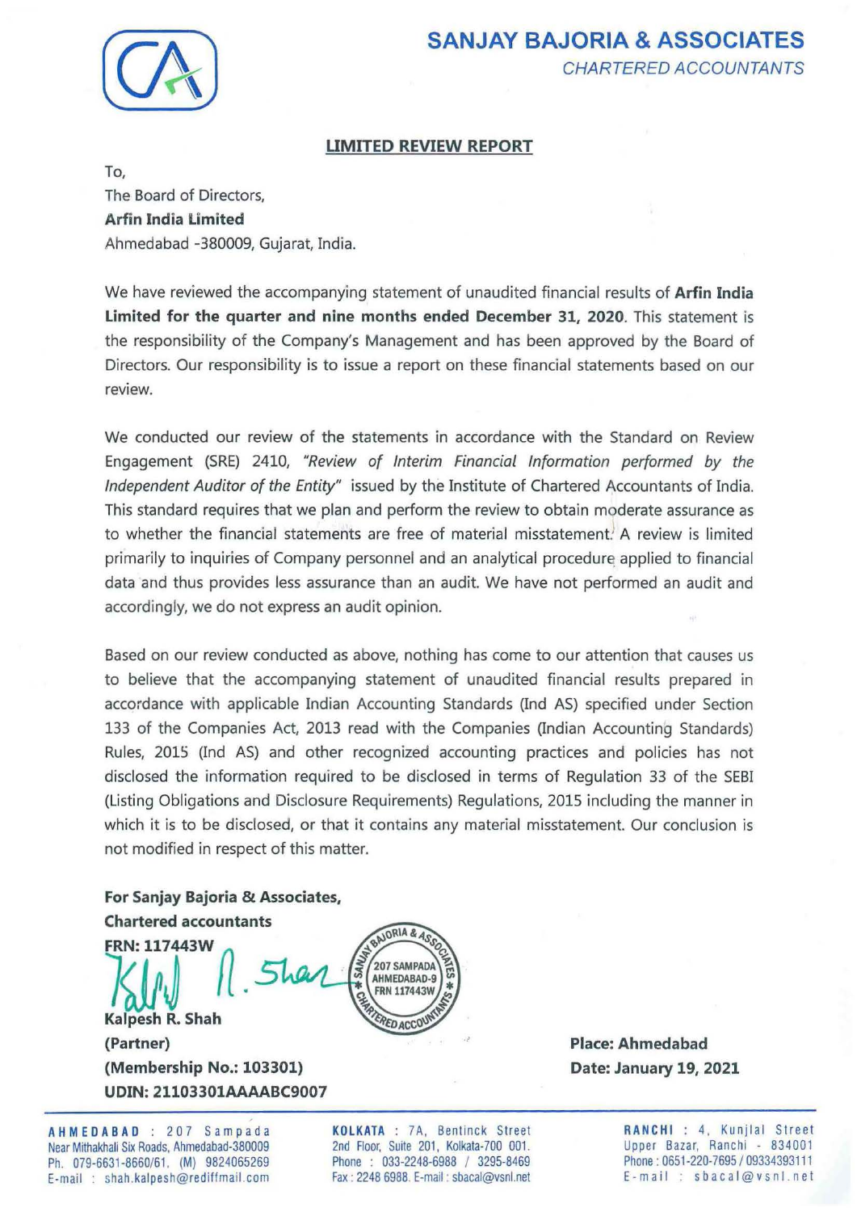# SANJAY BAJORIA & ASSOCIATES

*CHARTERED ACCOUNTANTS*

## LIMITED REVIEW REPORT

To,
The Board of Directors,
**Arfin India Limited**
Ahmedabad -380009, Gujarat, India.

We have reviewed the accompanying statement of unaudited financial results of **Arfin India Limited for the quarter and nine months ended December 31, 2020**. This statement is the responsibility of the Company's Management and has been approved by the Board of Directors. Our responsibility is to issue a report on these financial statements based on our review.

We conducted our review of the statements in accordance with the Standard on Review Engagement (SRE) 2410, *"Review of Interim Financial Information performed by the Independent Auditor of the Entity"* issued by the Institute of Chartered Accountants of India. This standard requires that we plan and perform the review to obtain moderate assurance as to whether the financial statements are free of material misstatement. A review is limited primarily to inquiries of Company personnel and an analytical procedure applied to financial data and thus provides less assurance than an audit. We have not performed an audit and accordingly, we do not express an audit opinion.

Based on our review conducted as above, nothing has come to our attention that causes us to believe that the accompanying statement of unaudited financial results prepared in accordance with applicable Indian Accounting Standards (Ind AS) specified under Section 133 of the Companies Act, 2013 read with the Companies (Indian Accounting Standards) Rules, 2015 (Ind AS) and other recognized accounting practices and policies has not disclosed the information required to be disclosed in terms of Regulation 33 of the SEBI (Listing Obligations and Disclosure Requirements) Regulations, 2015 including the manner in which it is to be disclosed, or that it contains any material misstatement. Our conclusion is not modified in respect of this matter.

**For Sanjay Bajoria & Associates,**
**Chartered accountants**
**FRN: 117443W**

**Kalpesh R. Shah**
**(Partner)**
**(Membership No.: 103301)**
**UDIN: 21103301AAAABC9007**

**Place: Ahmedabad**
**Date: January 19, 2021**

**AHMEDABAD** : 207 Sampada Near Mithakhali Six Roads, Ahmedabad-380009 Ph. 079-6631-8660/61, (M) 9824065269 E-mail : shah.kalpesh@rediffmail.com

**KOLKATA** : 7A, Bentinck Street 2nd Floor, Suite 201, Kolkata-700 001. Phone : 033-2248-6988 / 3295-8469 Fax : 2248 6988. E-mail : sbacal@vsnl.net

**RANCHI** : 4, Kunjlal Street Upper Bazar, Ranchi - 834001 Phone : 0651-220-7695 / 09334393111 E-mail : sbacal@vsnl.net